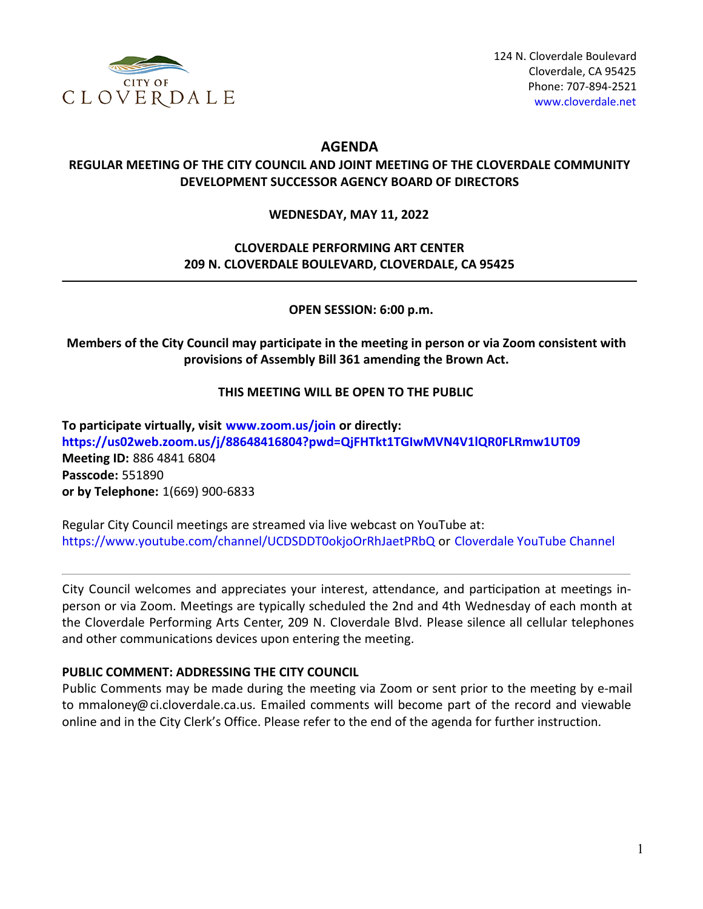CITY OF
CLOVERDALE

124 N. Cloverdale Boulevard
Cloverdale, CA 95425
Phone: 707-894-2521
www.cloverdale.net

# AGENDA

## REGULAR MEETING OF THE CITY COUNCIL AND JOINT MEETING OF THE CLOVERDALE COMMUNITY DEVELOPMENT SUCCESSOR AGENCY BOARD OF DIRECTORS

**WEDNESDAY, MAY 11, 2022**

**CLOVERDALE PERFORMING ART CENTER**
**209 N. CLOVERDALE BOULEVARD, CLOVERDALE, CA 95425**

---

**OPEN SESSION: 6:00 p.m.**

**Members of the City Council may participate in the meeting in person or via Zoom consistent with provisions of Assembly Bill 361 amending the Brown Act.**

**THIS MEETING WILL BE OPEN TO THE PUBLIC**

**To participate virtually, visit www.zoom.us/join or directly:**
**https://us02web.zoom.us/j/88648416804?pwd=QjFHTkt1TGIwMVN4V1lQR0FLRmw1UT09**
**Meeting ID:** 886 4841 6804
**Passcode:** 551890
**or by Telephone:** 1(669) 900-6833

Regular City Council meetings are streamed via live webcast on YouTube at:
https://www.youtube.com/channel/UCDSDDT0okjoOrRhJaetPRbQ or Cloverdale YouTube Channel

---

City Council welcomes and appreciates your interest, attendance, and participation at meetings in-person or via Zoom. Meetings are typically scheduled the 2nd and 4th Wednesday of each month at the Cloverdale Performing Arts Center, 209 N. Cloverdale Blvd. Please silence all cellular telephones and other communications devices upon entering the meeting.

**PUBLIC COMMENT: ADDRESSING THE CITY COUNCIL**

Public Comments may be made during the meeting via Zoom or sent prior to the meeting by e-mail to mmaloney@ci.cloverdale.ca.us. Emailed comments will become part of the record and viewable online and in the City Clerk's Office. Please refer to the end of the agenda for further instruction.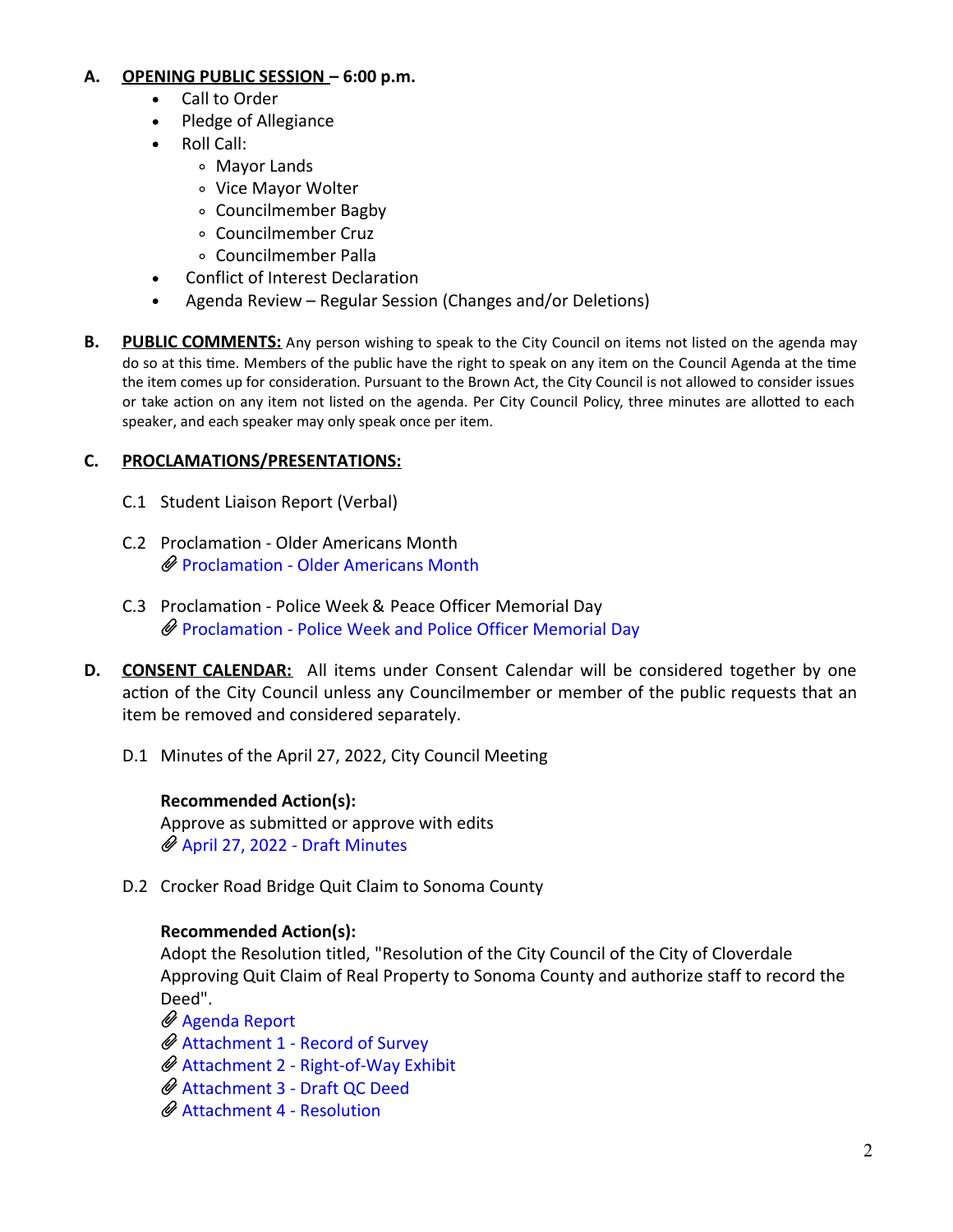## A. OPENING PUBLIC SESSION – 6:00 p.m.

- Call to Order
- Pledge of Allegiance
- Roll Call:
  - Mayor Lands
  - Vice Mayor Wolter
  - Councilmember Bagby
  - Councilmember Cruz
  - Councilmember Palla
- Conflict of Interest Declaration
- Agenda Review – Regular Session (Changes and/or Deletions)

## B. PUBLIC COMMENTS:

Any person wishing to speak to the City Council on items not listed on the agenda may do so at this time. Members of the public have the right to speak on any item on the Council Agenda at the time the item comes up for consideration. Pursuant to the Brown Act, the City Council is not allowed to consider issues or take action on any item not listed on the agenda. Per City Council Policy, three minutes are allotted to each speaker, and each speaker may only speak once per item.

## C. PROCLAMATIONS/PRESENTATIONS:

C.1 Student Liaison Report (Verbal)

C.2 Proclamation - Older Americans Month
- Proclamation - Older Americans Month

C.3 Proclamation - Police Week & Peace Officer Memorial Day
- Proclamation - Police Week and Police Officer Memorial Day

## D. CONSENT CALENDAR:

All items under Consent Calendar will be considered together by one action of the City Council unless any Councilmember or member of the public requests that an item be removed and considered separately.

D.1 Minutes of the April 27, 2022, City Council Meeting

**Recommended Action(s):**
Approve as submitted or approve with edits
- April 27, 2022 - Draft Minutes

D.2 Crocker Road Bridge Quit Claim to Sonoma County

**Recommended Action(s):**
Adopt the Resolution titled, "Resolution of the City Council of the City of Cloverdale Approving Quit Claim of Real Property to Sonoma County and authorize staff to record the Deed".
- Agenda Report
- Attachment 1 - Record of Survey
- Attachment 2 - Right-of-Way Exhibit
- Attachment 3 - Draft QC Deed
- Attachment 4 - Resolution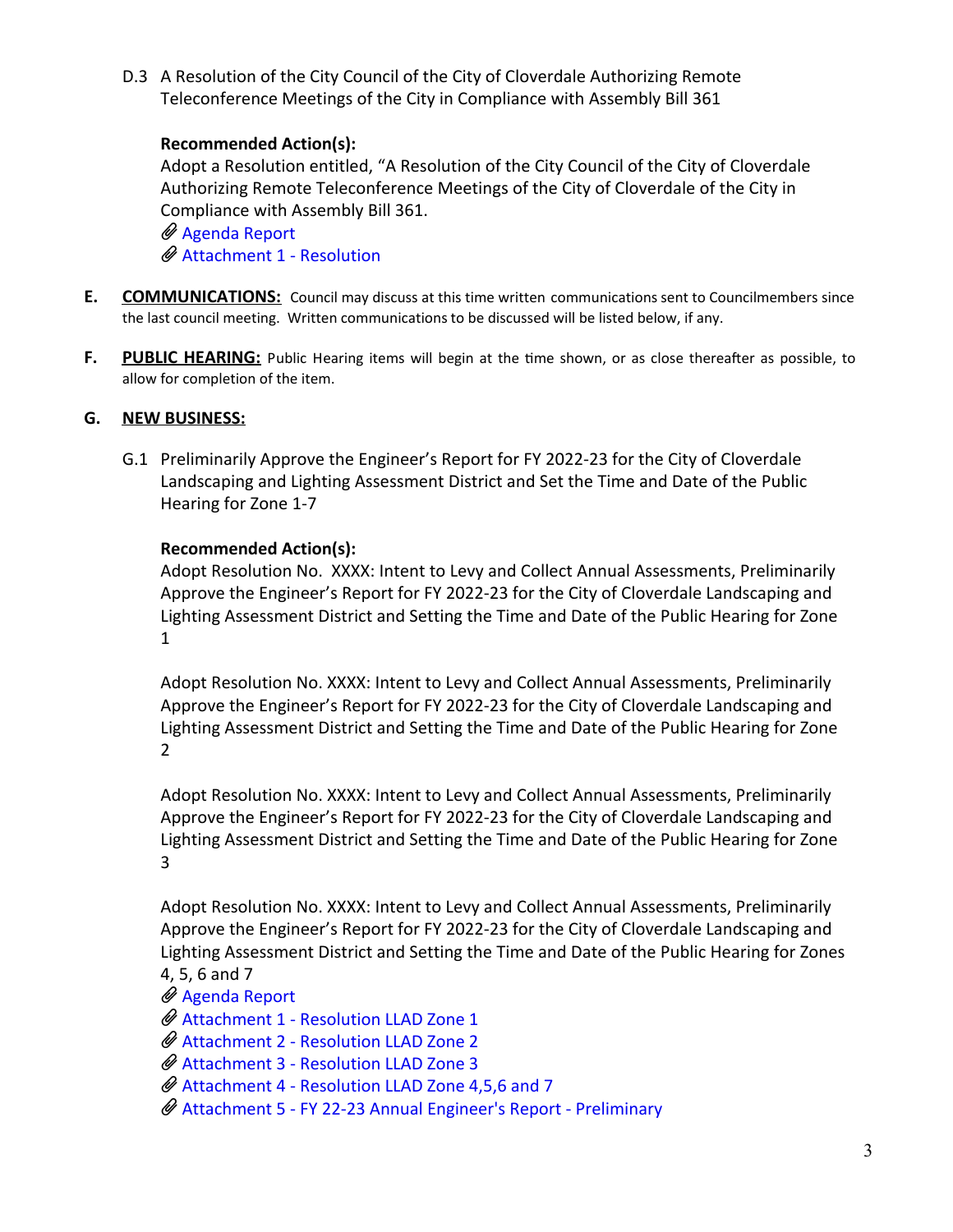D.3 A Resolution of the City Council of the City of Cloverdale Authorizing Remote Teleconference Meetings of the City in Compliance with Assembly Bill 361

**Recommended Action(s):**
Adopt a Resolution entitled, "A Resolution of the City Council of the City of Cloverdale Authorizing Remote Teleconference Meetings of the City of Cloverdale of the City in Compliance with Assembly Bill 361.

- Agenda Report
- Attachment 1 - Resolution

**E. COMMUNICATIONS:** Council may discuss at this time written communications sent to Councilmembers since the last council meeting. Written communications to be discussed will be listed below, if any.

**F. PUBLIC HEARING:** Public Hearing items will begin at the time shown, or as close thereafter as possible, to allow for completion of the item.

## G. NEW BUSINESS:

G.1 Preliminarily Approve the Engineer's Report for FY 2022-23 for the City of Cloverdale Landscaping and Lighting Assessment District and Set the Time and Date of the Public Hearing for Zone 1-7

**Recommended Action(s):**
Adopt Resolution No. XXXX: Intent to Levy and Collect Annual Assessments, Preliminarily Approve the Engineer's Report for FY 2022-23 for the City of Cloverdale Landscaping and Lighting Assessment District and Setting the Time and Date of the Public Hearing for Zone 1

Adopt Resolution No. XXXX: Intent to Levy and Collect Annual Assessments, Preliminarily Approve the Engineer's Report for FY 2022-23 for the City of Cloverdale Landscaping and Lighting Assessment District and Setting the Time and Date of the Public Hearing for Zone 2

Adopt Resolution No. XXXX: Intent to Levy and Collect Annual Assessments, Preliminarily Approve the Engineer's Report for FY 2022-23 for the City of Cloverdale Landscaping and Lighting Assessment District and Setting the Time and Date of the Public Hearing for Zone 3

Adopt Resolution No. XXXX: Intent to Levy and Collect Annual Assessments, Preliminarily Approve the Engineer's Report for FY 2022-23 for the City of Cloverdale Landscaping and Lighting Assessment District and Setting the Time and Date of the Public Hearing for Zones 4, 5, 6 and 7

- Agenda Report
- Attachment 1 - Resolution LLAD Zone 1
- Attachment 2 - Resolution LLAD Zone 2
- Attachment 3 - Resolution LLAD Zone 3
- Attachment 4 - Resolution LLAD Zone 4,5,6 and 7
- Attachment 5 - FY 22-23 Annual Engineer's Report - Preliminary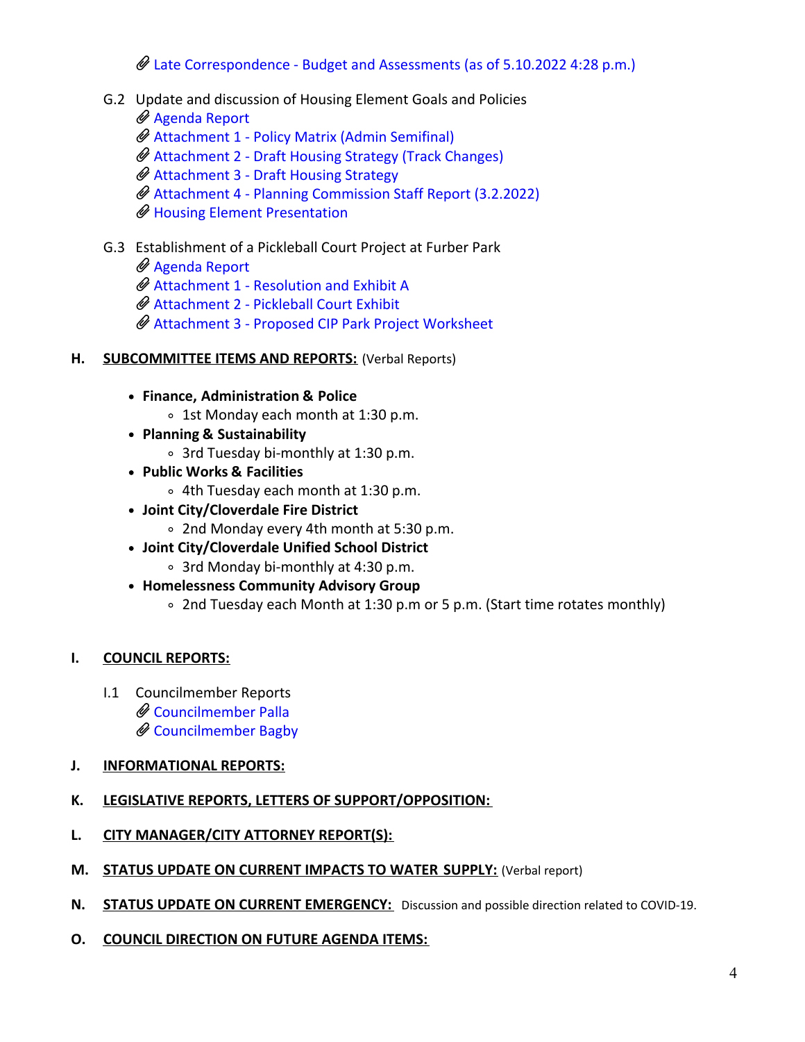📎 Late Correspondence - Budget and Assessments (as of 5.10.2022 4:28 p.m.)

G.2 Update and discussion of Housing Element Goals and Policies

- 📎 Agenda Report
- 📎 Attachment 1 - Policy Matrix (Admin Semifinal)
- 📎 Attachment 2 - Draft Housing Strategy (Track Changes)
- 📎 Attachment 3 - Draft Housing Strategy
- 📎 Attachment 4 - Planning Commission Staff Report (3.2.2022)
- 📎 Housing Element Presentation

G.3 Establishment of a Pickleball Court Project at Furber Park

- 📎 Agenda Report
- 📎 Attachment 1 - Resolution and Exhibit A
- 📎 Attachment 2 - Pickleball Court Exhibit
- 📎 Attachment 3 - Proposed CIP Park Project Worksheet

**H. <u>SUBCOMMITTEE ITEMS AND REPORTS:</u>** (Verbal Reports)

- **Finance, Administration & Police**
  - 1st Monday each month at 1:30 p.m.
- **Planning & Sustainability**
  - 3rd Tuesday bi-monthly at 1:30 p.m.
- **Public Works & Facilities**
  - 4th Tuesday each month at 1:30 p.m.
- **Joint City/Cloverdale Fire District**
  - 2nd Monday every 4th month at 5:30 p.m.
- **Joint City/Cloverdale Unified School District**
  - 3rd Monday bi-monthly at 4:30 p.m.
- **Homelessness Community Advisory Group**
  - 2nd Tuesday each Month at 1:30 p.m or 5 p.m. (Start time rotates monthly)

**I. <u>COUNCIL REPORTS:</u>**

I.1 Councilmember Reports

- 📎 Councilmember Palla
- 📎 Councilmember Bagby

**J. <u>INFORMATIONAL REPORTS:</u>**

**K. <u>LEGISLATIVE REPORTS, LETTERS OF SUPPORT/OPPOSITION:</u>**

**L. <u>CITY MANAGER/CITY ATTORNEY REPORT(S):</u>**

**M. <u>STATUS UPDATE ON CURRENT IMPACTS TO WATER SUPPLY:</u>** (Verbal report)

**N. <u>STATUS UPDATE ON CURRENT EMERGENCY:</u>** Discussion and possible direction related to COVID-19.

**O. <u>COUNCIL DIRECTION ON FUTURE AGENDA ITEMS:</u>**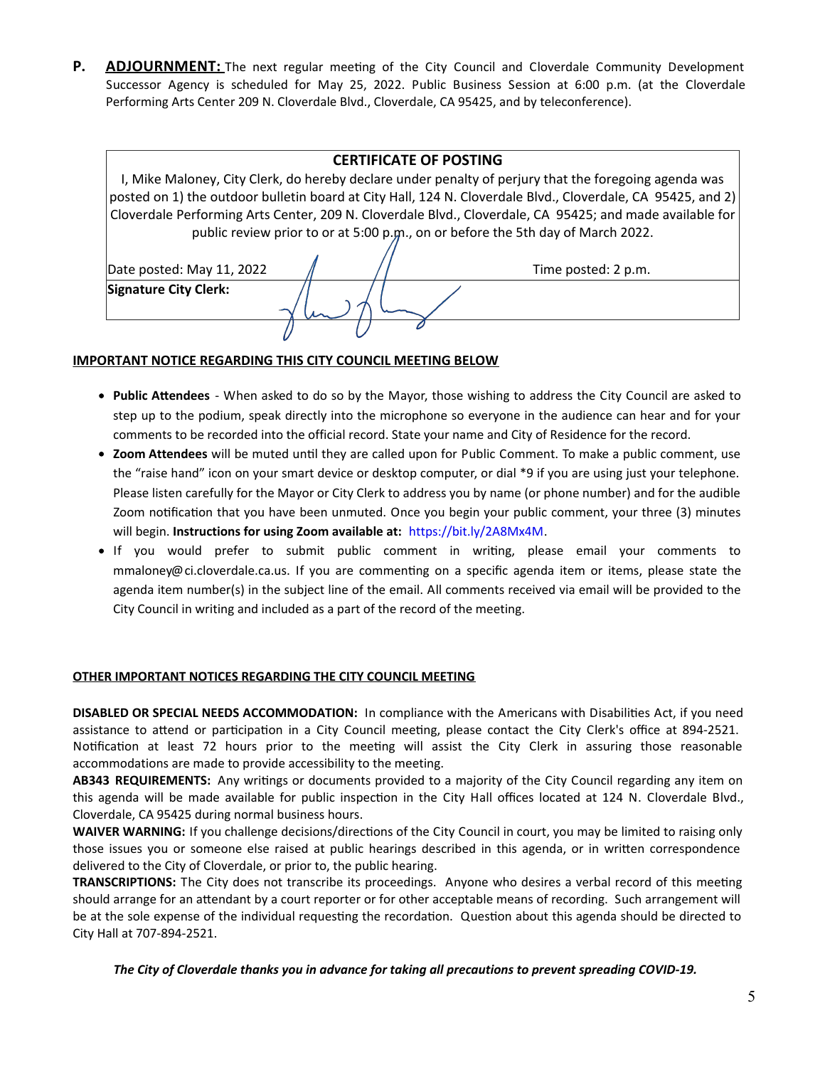**P. ADJOURNMENT:** The next regular meeting of the City Council and Cloverdale Community Development Successor Agency is scheduled for May 25, 2022. Public Business Session at 6:00 p.m. (at the Cloverdale Performing Arts Center 209 N. Cloverdale Blvd., Cloverdale, CA 95425, and by teleconference).

| **CERTIFICATE OF POSTING** | |
|---|---|
| I, Mike Maloney, City Clerk, do hereby declare under penalty of perjury that the foregoing agenda was posted on 1) the outdoor bulletin board at City Hall, 124 N. Cloverdale Blvd., Cloverdale, CA 95425, and 2) Cloverdale Performing Arts Center, 209 N. Cloverdale Blvd., Cloverdale, CA 95425; and made available for public review prior to or at 5:00 p.m., on or before the 5th day of March 2022. | |
| Date posted: May 11, 2022 | Time posted: 2 p.m. |
| **Signature City Clerk:** | |

**IMPORTANT NOTICE REGARDING THIS CITY COUNCIL MEETING BELOW**

- **Public Attendees** - When asked to do so by the Mayor, those wishing to address the City Council are asked to step up to the podium, speak directly into the microphone so everyone in the audience can hear and for your comments to be recorded into the official record. State your name and City of Residence for the record.
- **Zoom Attendees** will be muted until they are called upon for Public Comment. To make a public comment, use the "raise hand" icon on your smart device or desktop computer, or dial *9 if you are using just your telephone. Please listen carefully for the Mayor or City Clerk to address you by name (or phone number) and for the audible Zoom notification that you have been unmuted. Once you begin your public comment, your three (3) minutes will begin. **Instructions for using Zoom available at:** https://bit.ly/2A8Mx4M.
- If you would prefer to submit public comment in writing, please email your comments to mmaloney@ci.cloverdale.ca.us. If you are commenting on a specific agenda item or items, please state the agenda item number(s) in the subject line of the email. All comments received via email will be provided to the City Council in writing and included as a part of the record of the meeting.

**OTHER IMPORTANT NOTICES REGARDING THE CITY COUNCIL MEETING**

**DISABLED OR SPECIAL NEEDS ACCOMMODATION:** In compliance with the Americans with Disabilities Act, if you need assistance to attend or participation in a City Council meeting, please contact the City Clerk's office at 894-2521. Notification at least 72 hours prior to the meeting will assist the City Clerk in assuring those reasonable accommodations are made to provide accessibility to the meeting.

**AB343 REQUIREMENTS:** Any writings or documents provided to a majority of the City Council regarding any item on this agenda will be made available for public inspection in the City Hall offices located at 124 N. Cloverdale Blvd., Cloverdale, CA 95425 during normal business hours.

**WAIVER WARNING:** If you challenge decisions/directions of the City Council in court, you may be limited to raising only those issues you or someone else raised at public hearings described in this agenda, or in written correspondence delivered to the City of Cloverdale, or prior to, the public hearing.

**TRANSCRIPTIONS:** The City does not transcribe its proceedings. Anyone who desires a verbal record of this meeting should arrange for an attendant by a court reporter or for other acceptable means of recording. Such arrangement will be at the sole expense of the individual requesting the recordation. Question about this agenda should be directed to City Hall at 707-894-2521.

***The City of Cloverdale thanks you in advance for taking all precautions to prevent spreading COVID-19.***